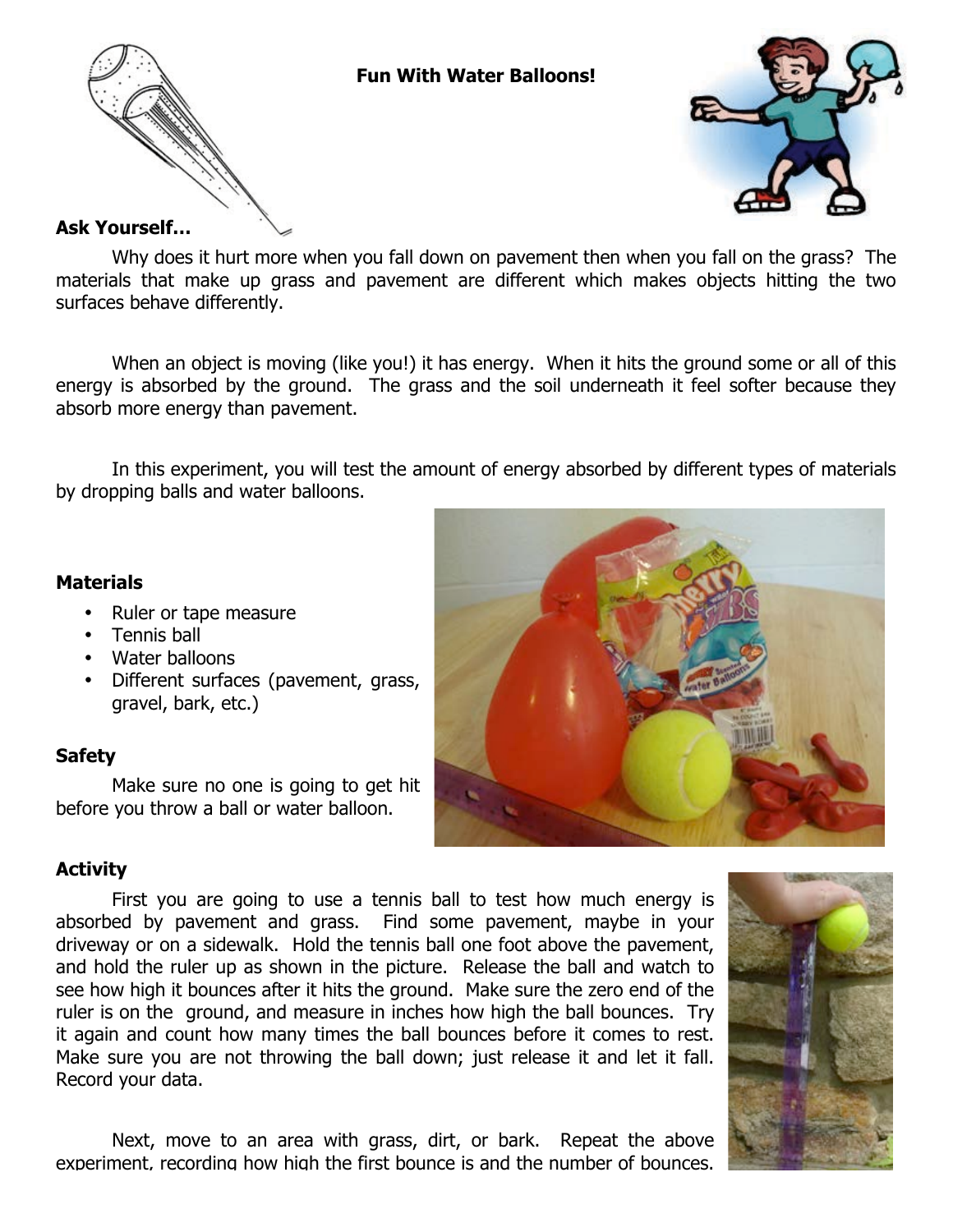# Fun With Water Balloons!

## Ask Yourself…

Why does it hurt more when you fall down on pavement then when you fall on the grass? The materials that make up grass and pavement are different which makes objects hitting the two surfaces behave differently.

When an object is moving (like you!) it has energy. When it hits the ground some or all of this energy is absorbed by the ground. The grass and the soil underneath it feel softer because they absorb more energy than pavement.

In this experiment, you will test the amount of energy absorbed by different types of materials by dropping balls and water balloons.

## Materials

- Ruler or tape measure
- Tennis ball
- Water balloons
- Different surfaces (pavement, grass, gravel, bark, etc.)

## Safety

Make sure no one is going to get hit before you throw a ball or water balloon.

## Activity

First you are going to use a tennis ball to test how much energy is absorbed by pavement and grass. Find some pavement, maybe in your driveway or on a sidewalk. Hold the tennis ball one foot above the pavement, and hold the ruler up as shown in the picture. Release the ball and watch to see how high it bounces after it hits the ground. Make sure the zero end of the ruler is on the ground, and measure in inches how high the ball bounces. Try it again and count how many times the ball bounces before it comes to rest. Make sure you are not throwing the ball down; just release it and let it fall. Record your data.

Next, move to an area with grass, dirt, or bark. Repeat the above experiment, recording how high the first bounce is and the number of bounces.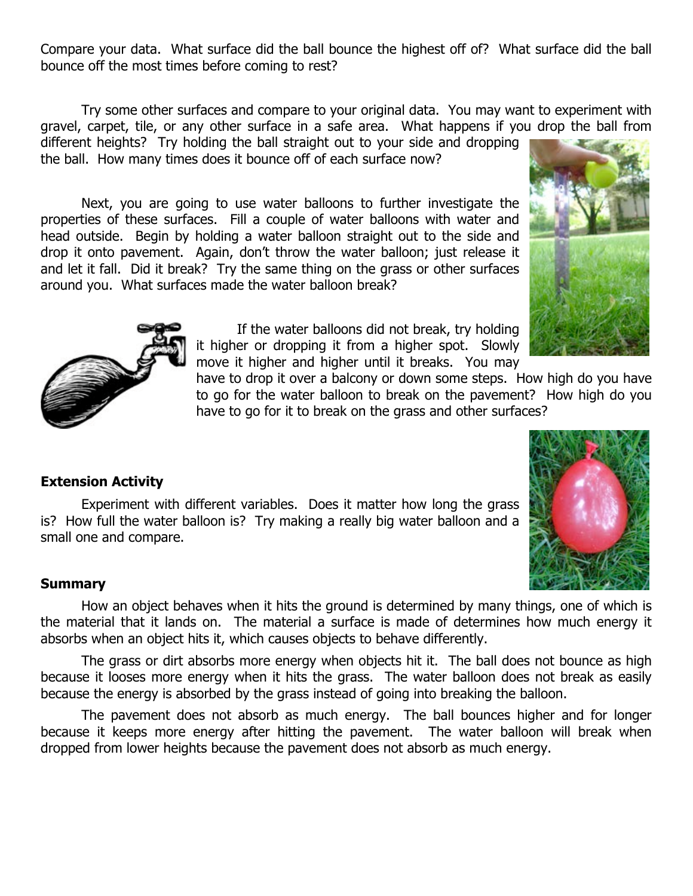Compare your data. What surface did the ball bounce the highest off of? What surface did the ball bounce off the most times before coming to rest?

Try some other surfaces and compare to your original data. You may want to experiment with gravel, carpet, tile, or any other surface in a safe area. What happens if you drop the ball from different heights? Try holding the ball straight out to your side and dropping the ball. How many times does it bounce off of each surface now?

Next, you are going to use water balloons to further investigate the properties of these surfaces. Fill a couple of water balloons with water and head outside. Begin by holding a water balloon straight out to the side and drop it onto pavement. Again, don't throw the water balloon; just release it and let it fall. Did it break? Try the same thing on the grass or other surfaces around you. What surfaces made the water balloon break?

If the water balloons did not break, try holding it higher or dropping it from a higher spot. Slowly move it higher and higher until it breaks. You may have to drop it over a balcony or down some steps. How high do you have to go for the water balloon to break on the pavement? How high do you have to go for it to break on the grass and other surfaces?

### Extension Activity

Experiment with different variables. Does it matter how long the grass is? How full the water balloon is? Try making a really big water balloon and a small one and compare.

### Summary

How an object behaves when it hits the ground is determined by many things, one of which is the material that it lands on. The material a surface is made of determines how much energy it absorbs when an object hits it, which causes objects to behave differently.

The grass or dirt absorbs more energy when objects hit it. The ball does not bounce as high because it looses more energy when it hits the grass. The water balloon does not break as easily because the energy is absorbed by the grass instead of going into breaking the balloon.

The pavement does not absorb as much energy. The ball bounces higher and for longer because it keeps more energy after hitting the pavement. The water balloon will break when dropped from lower heights because the pavement does not absorb as much energy.